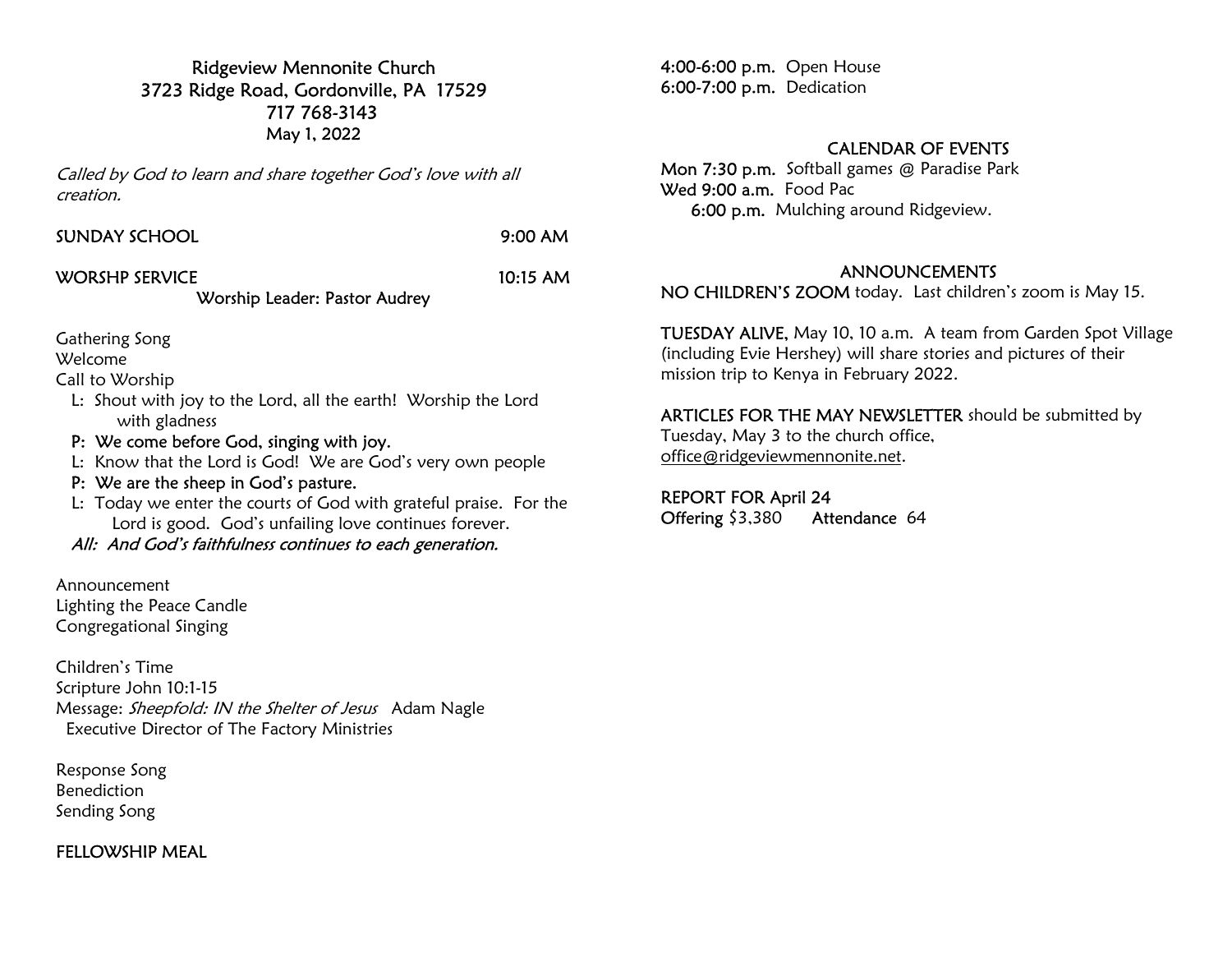# Ridgeview Mennonite Church
3723 Ridge Road, Gordonville, PA 17529
717 768-3143
May 1, 2022

*Called by God to learn and share together God's love with all creation.*

SUNDAY SCHOOL 9:00 AM

WORSHP SERVICE 10:15 AM
Worship Leader: Pastor Audrey

Gathering Song
Welcome
Call to Worship

L: Shout with joy to the Lord, all the earth! Worship the Lord with gladness
**P: We come before God, singing with joy.**
L: Know that the Lord is God! We are God's very own people
**P: We are the sheep in God's pasture.**
L: Today we enter the courts of God with grateful praise. For the Lord is good. God's unfailing love continues forever.
*All: And God's faithfulness continues to each generation.*

Announcement
Lighting the Peace Candle
Congregational Singing

Children's Time
Scripture John 10:1-15
Message: *Sheepfold: IN the Shelter of Jesus* Adam Nagle
Executive Director of The Factory Ministries

Response Song
Benediction
Sending Song

FELLOWSHIP MEAL

4:00-6:00 p.m. Open House
6:00-7:00 p.m. Dedication

## CALENDAR OF EVENTS

Mon 7:30 p.m. Softball games @ Paradise Park
Wed 9:00 a.m. Food Pac
6:00 p.m. Mulching around Ridgeview.

## ANNOUNCEMENTS

NO CHILDREN'S ZOOM today. Last children's zoom is May 15.

TUESDAY ALIVE, May 10, 10 a.m. A team from Garden Spot Village (including Evie Hershey) will share stories and pictures of their mission trip to Kenya in February 2022.

ARTICLES FOR THE MAY NEWSLETTER should be submitted by Tuesday, May 3 to the church office, office@ridgeviewmennonite.net.

REPORT FOR April 24
Offering $3,380 Attendance 64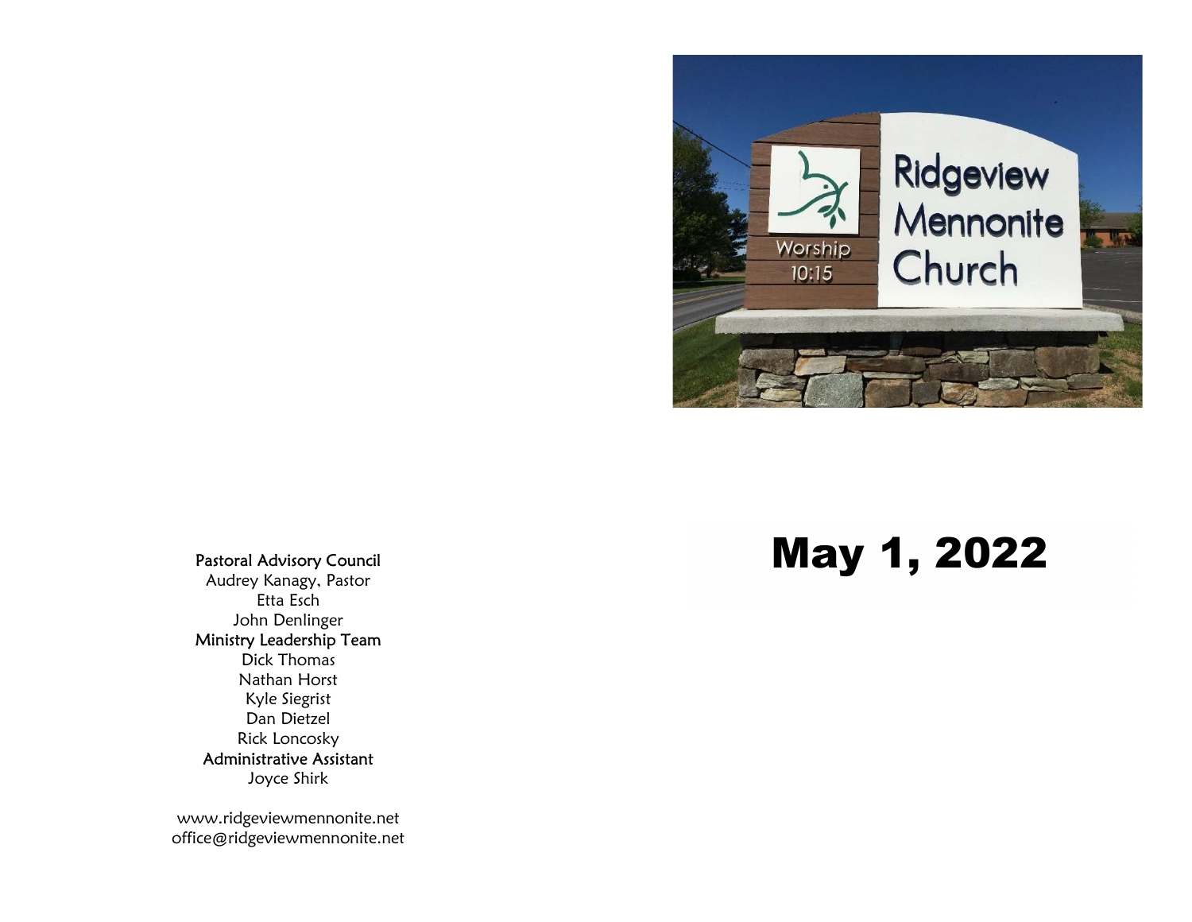**Pastoral Advisory Council**
Audrey Kanagy, Pastor
Etta Esch
John Denlinger
**Ministry Leadership Team**
Dick Thomas
Nathan Horst
Kyle Siegrist
Dan Dietzel
Rick Loncosky
**Administrative Assistant**
Joyce Shirk

www.ridgeviewmennonite.net
office@ridgeviewmennonite.net

# May 1, 2022